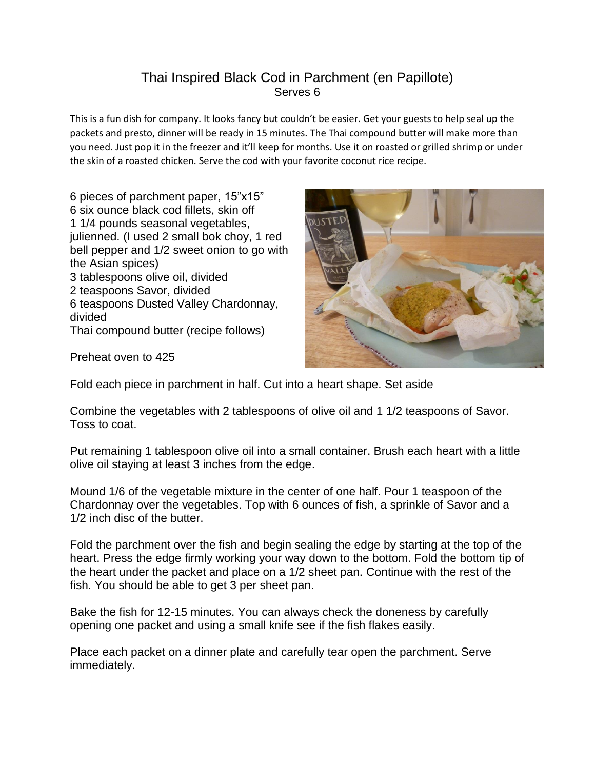# Thai Inspired Black Cod in Parchment (en Papillote)

Serves 6

This is a fun dish for company. It looks fancy but couldn't be easier. Get your guests to help seal up the packets and presto, dinner will be ready in 15 minutes. The Thai compound butter will make more than you need. Just pop it in the freezer and it'll keep for months. Use it on roasted or grilled shrimp or under the skin of a roasted chicken. Serve the cod with your favorite coconut rice recipe.

6 pieces of parchment paper, 15"x15"
6 six ounce black cod fillets, skin off
1 1/4 pounds seasonal vegetables, julienned. (I used 2 small bok choy, 1 red bell pepper and 1/2 sweet onion to go with the Asian spices)
3 tablespoons olive oil, divided
2 teaspoons Savor, divided
6 teaspoons Dusted Valley Chardonnay, divided
Thai compound butter (recipe follows)

Preheat oven to 425

Fold each piece in parchment in half. Cut into a heart shape. Set aside

Combine the vegetables with 2 tablespoons of olive oil and 1 1/2 teaspoons of Savor. Toss to coat.

Put remaining 1 tablespoon olive oil into a small container. Brush each heart with a little olive oil staying at least 3 inches from the edge.

Mound 1/6 of the vegetable mixture in the center of one half. Pour 1 teaspoon of the Chardonnay over the vegetables. Top with 6 ounces of fish, a sprinkle of Savor and a 1/2 inch disc of the butter.

Fold the parchment over the fish and begin sealing the edge by starting at the top of the heart. Press the edge firmly working your way down to the bottom. Fold the bottom tip of the heart under the packet and place on a 1/2 sheet pan. Continue with the rest of the fish. You should be able to get 3 per sheet pan.

Bake the fish for 12-15 minutes. You can always check the doneness by carefully opening one packet and using a small knife see if the fish flakes easily.

Place each packet on a dinner plate and carefully tear open the parchment. Serve immediately.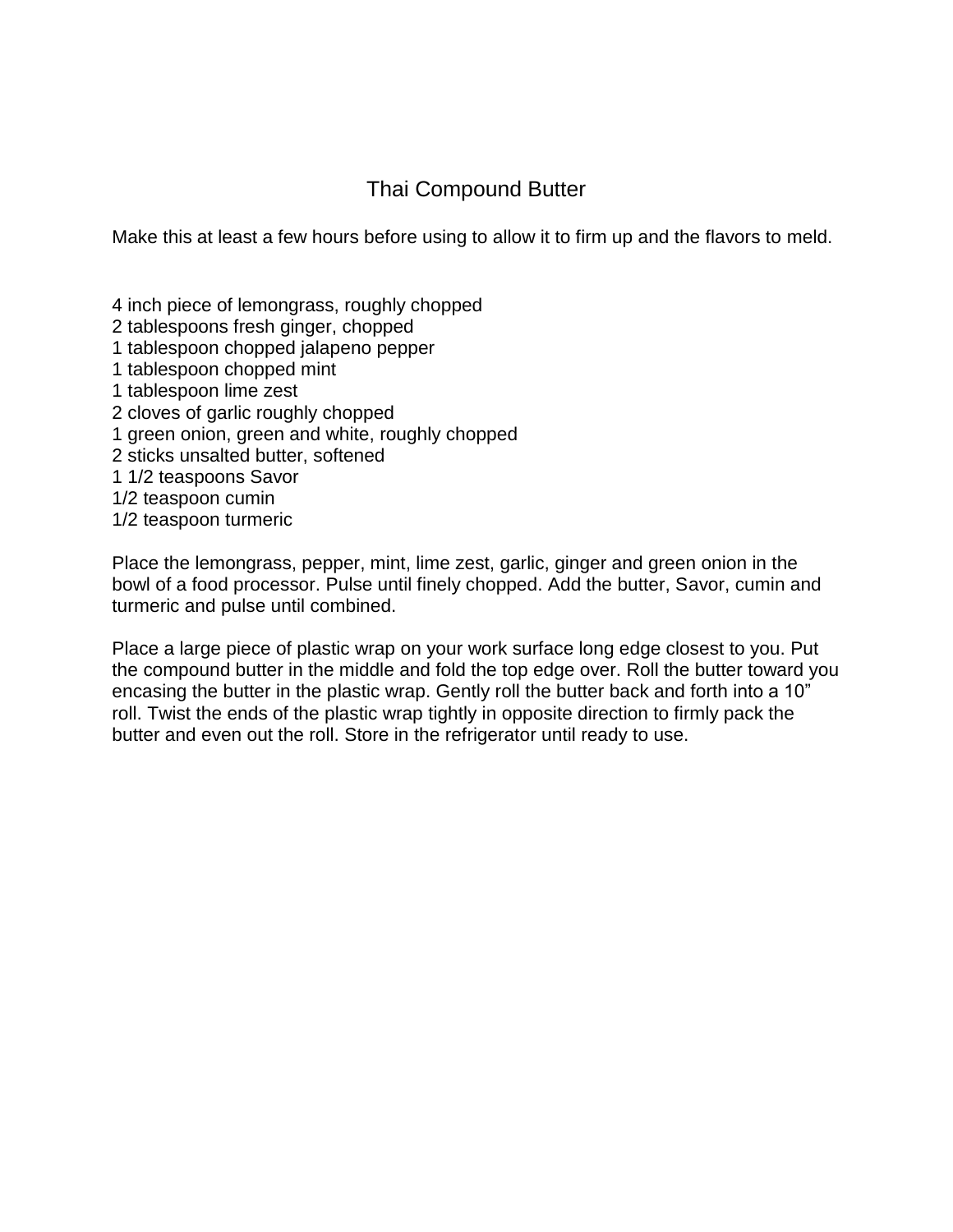# Thai Compound Butter

Make this at least a few hours before using to allow it to firm up and the flavors to meld.

4 inch piece of lemongrass, roughly chopped
2 tablespoons fresh ginger, chopped
1 tablespoon chopped jalapeno pepper
1 tablespoon chopped mint
1 tablespoon lime zest
2 cloves of garlic roughly chopped
1 green onion, green and white, roughly chopped
2 sticks unsalted butter, softened
1 1/2 teaspoons Savor
1/2 teaspoon cumin
1/2 teaspoon turmeric

Place the lemongrass, pepper, mint, lime zest, garlic, ginger and green onion in the bowl of a food processor. Pulse until finely chopped. Add the butter, Savor, cumin and turmeric and pulse until combined.

Place a large piece of plastic wrap on your work surface long edge closest to you. Put the compound butter in the middle and fold the top edge over. Roll the butter toward you encasing the butter in the plastic wrap. Gently roll the butter back and forth into a 10" roll. Twist the ends of the plastic wrap tightly in opposite direction to firmly pack the butter and even out the roll. Store in the refrigerator until ready to use.